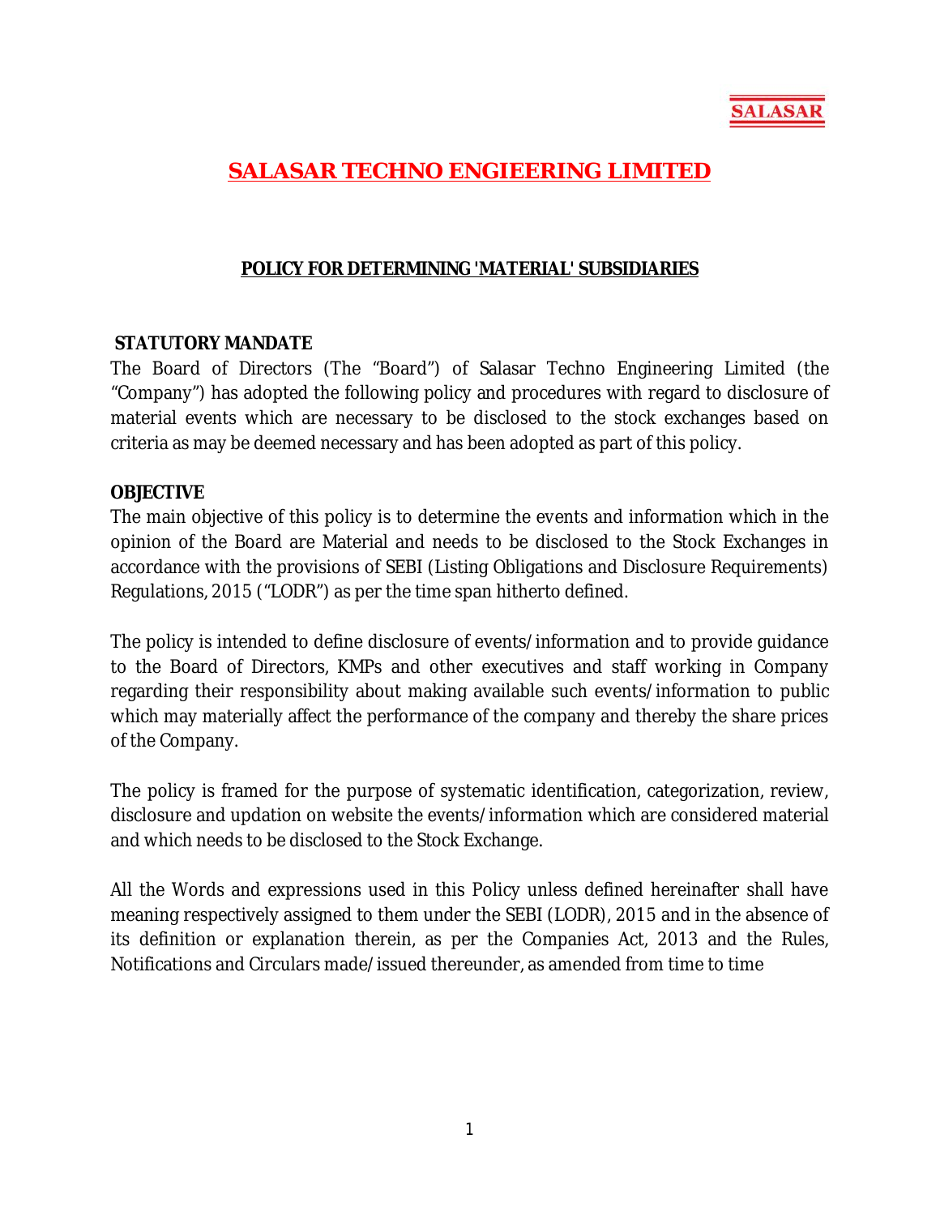SALASAR

# SALASAR TECHNO ENGIEERING LIMITED

## POLICY FOR DETERMINING 'MATERIAL' SUBSIDIARIES

**STATUTORY MANDATE**

The Board of Directors (The "Board") of Salasar Techno Engineering Limited (the "Company") has adopted the following policy and procedures with regard to disclosure of material events which are necessary to be disclosed to the stock exchanges based on criteria as may be deemed necessary and has been adopted as part of this policy.

**OBJECTIVE**

The main objective of this policy is to determine the events and information which in the opinion of the Board are Material and needs to be disclosed to the Stock Exchanges in accordance with the provisions of SEBI (Listing Obligations and Disclosure Requirements) Regulations, 2015 ("LODR") as per the time span hitherto defined.

The policy is intended to define disclosure of events/information and to provide guidance to the Board of Directors, KMPs and other executives and staff working in Company regarding their responsibility about making available such events/information to public which may materially affect the performance of the company and thereby the share prices of the Company.

The policy is framed for the purpose of systematic identification, categorization, review, disclosure and updation on website the events/information which are considered material and which needs to be disclosed to the Stock Exchange.

All the Words and expressions used in this Policy unless defined hereinafter shall have meaning respectively assigned to them under the SEBI (LODR), 2015 and in the absence of its definition or explanation therein, as per the Companies Act, 2013 and the Rules, Notifications and Circulars made/issued thereunder, as amended from time to time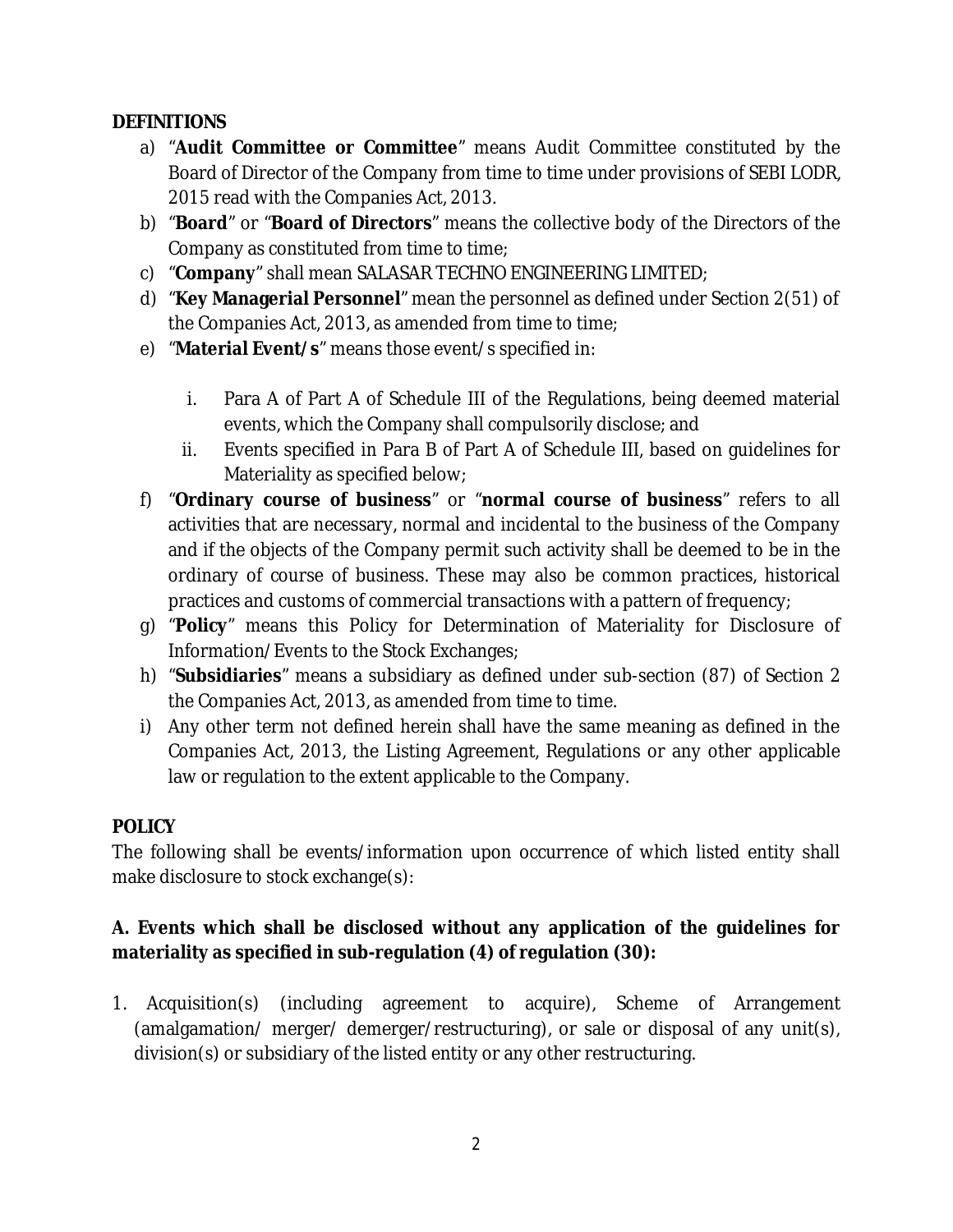**DEFINITIONS**

a) "**Audit Committee or Committee**" means Audit Committee constituted by the Board of Director of the Company from time to time under provisions of SEBI LODR, 2015 read with the Companies Act, 2013.

b) "**Board**" or "**Board of Directors**" means the collective body of the Directors of the Company as constituted from time to time;

c) "**Company**" shall mean SALASAR TECHNO ENGINEERING LIMITED;

d) "**Key Managerial Personnel**" mean the personnel as defined under Section 2(51) of the Companies Act, 2013, as amended from time to time;

e) "**Material Event/s**" means those event/s specified in:

   i. Para A of Part A of Schedule III of the Regulations, being deemed material events, which the Company shall compulsorily disclose; and

   ii. Events specified in Para B of Part A of Schedule III, based on guidelines for Materiality as specified below;

f) "**Ordinary course of business**" or "**normal course of business**" refers to all activities that are necessary, normal and incidental to the business of the Company and if the objects of the Company permit such activity shall be deemed to be in the ordinary of course of business. These may also be common practices, historical practices and customs of commercial transactions with a pattern of frequency;

g) "**Policy**" means this Policy for Determination of Materiality for Disclosure of Information/Events to the Stock Exchanges;

h) "**Subsidiaries**" means a subsidiary as defined under sub-section (87) of Section 2 the Companies Act, 2013, as amended from time to time.

i) Any other term not defined herein shall have the same meaning as defined in the Companies Act, 2013, the Listing Agreement, Regulations or any other applicable law or regulation to the extent applicable to the Company.

**POLICY**

The following shall be events/information upon occurrence of which listed entity shall make disclosure to stock exchange(s):

**A. Events which shall be disclosed without any application of the guidelines for materiality as specified in sub-regulation (4) of regulation (30):**

1. Acquisition(s) (including agreement to acquire), Scheme of Arrangement (amalgamation/ merger/ demerger/restructuring), or sale or disposal of any unit(s), division(s) or subsidiary of the listed entity or any other restructuring.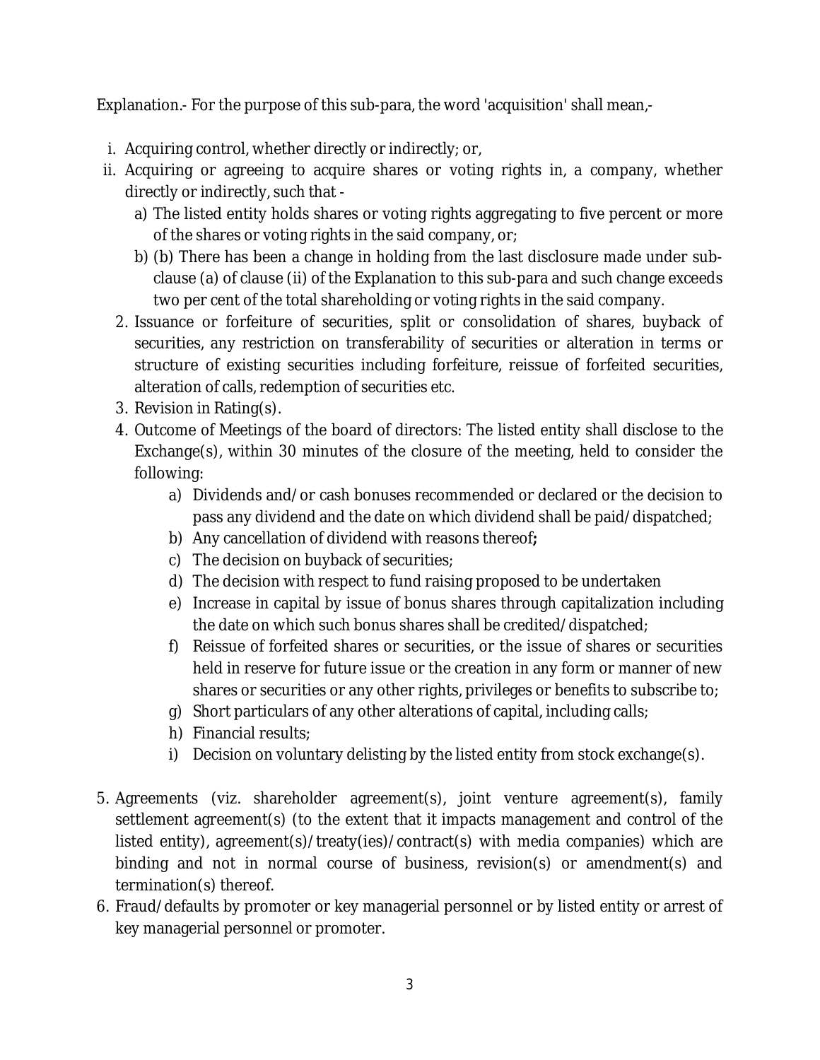Explanation.- For the purpose of this sub-para, the word 'acquisition' shall mean,-

i. Acquiring control, whether directly or indirectly; or,
ii. Acquiring or agreeing to acquire shares or voting rights in, a company, whether directly or indirectly, such that -
    a) The listed entity holds shares or voting rights aggregating to five percent or more of the shares or voting rights in the said company, or;
    b) (b) There has been a change in holding from the last disclosure made under sub-clause (a) of clause (ii) of the Explanation to this sub-para and such change exceeds two per cent of the total shareholding or voting rights in the said company.

2. Issuance or forfeiture of securities, split or consolidation of shares, buyback of securities, any restriction on transferability of securities or alteration in terms or structure of existing securities including forfeiture, reissue of forfeited securities, alteration of calls, redemption of securities etc.
3. Revision in Rating(s).
4. Outcome of Meetings of the board of directors: The listed entity shall disclose to the Exchange(s), within 30 minutes of the closure of the meeting, held to consider the following:
    a) Dividends and/or cash bonuses recommended or declared or the decision to pass any dividend and the date on which dividend shall be paid/dispatched;
    b) Any cancellation of dividend with reasons thereof**;**
    c) The decision on buyback of securities;
    d) The decision with respect to fund raising proposed to be undertaken
    e) Increase in capital by issue of bonus shares through capitalization including the date on which such bonus shares shall be credited/dispatched;
    f) Reissue of forfeited shares or securities, or the issue of shares or securities held in reserve for future issue or the creation in any form or manner of new shares or securities or any other rights, privileges or benefits to subscribe to;
    g) Short particulars of any other alterations of capital, including calls;
    h) Financial results;
    i) Decision on voluntary delisting by the listed entity from stock exchange(s).

5. Agreements (viz. shareholder agreement(s), joint venture agreement(s), family settlement agreement(s) (to the extent that it impacts management and control of the listed entity), agreement(s)/treaty(ies)/contract(s) with media companies) which are binding and not in normal course of business, revision(s) or amendment(s) and termination(s) thereof.
6. Fraud/defaults by promoter or key managerial personnel or by listed entity or arrest of key managerial personnel or promoter.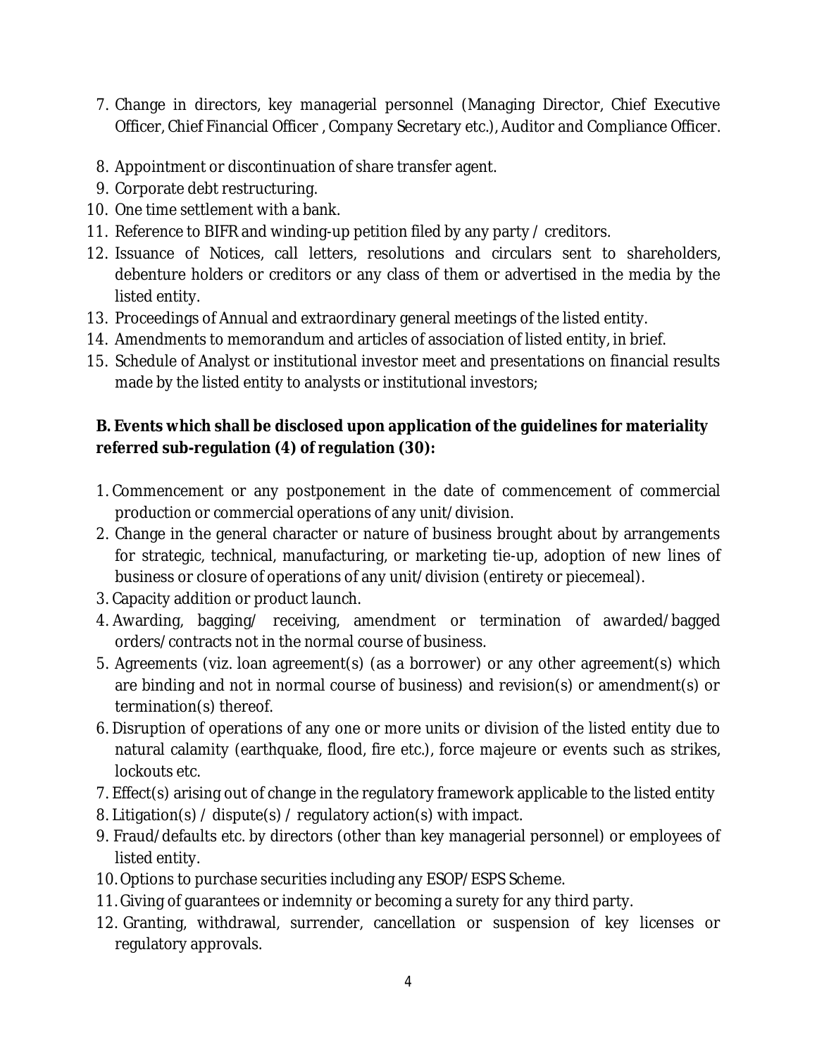7. Change in directors, key managerial personnel (Managing Director, Chief Executive Officer, Chief Financial Officer , Company Secretary etc.), Auditor and Compliance Officer.
8. Appointment or discontinuation of share transfer agent.
9. Corporate debt restructuring.
10. One time settlement with a bank.
11. Reference to BIFR and winding-up petition filed by any party / creditors.
12. Issuance of Notices, call letters, resolutions and circulars sent to shareholders, debenture holders or creditors or any class of them or advertised in the media by the listed entity.
13. Proceedings of Annual and extraordinary general meetings of the listed entity.
14. Amendments to memorandum and articles of association of listed entity, in brief.
15. Schedule of Analyst or institutional investor meet and presentations on financial results made by the listed entity to analysts or institutional investors;

**B. Events which shall be disclosed upon application of the guidelines for materiality referred sub-regulation (4) of regulation (30):**

1. Commencement or any postponement in the date of commencement of commercial production or commercial operations of any unit/division.
2. Change in the general character or nature of business brought about by arrangements for strategic, technical, manufacturing, or marketing tie-up, adoption of new lines of business or closure of operations of any unit/division (entirety or piecemeal).
3. Capacity addition or product launch.
4. Awarding, bagging/ receiving, amendment or termination of awarded/bagged orders/contracts not in the normal course of business.
5. Agreements (viz. loan agreement(s) (as a borrower) or any other agreement(s) which are binding and not in normal course of business) and revision(s) or amendment(s) or termination(s) thereof.
6. Disruption of operations of any one or more units or division of the listed entity due to natural calamity (earthquake, flood, fire etc.), force majeure or events such as strikes, lockouts etc.
7. Effect(s) arising out of change in the regulatory framework applicable to the listed entity
8. Litigation(s) / dispute(s) / regulatory action(s) with impact.
9. Fraud/defaults etc. by directors (other than key managerial personnel) or employees of listed entity.
10. Options to purchase securities including any ESOP/ESPS Scheme.
11. Giving of guarantees or indemnity or becoming a surety for any third party.
12. Granting, withdrawal, surrender, cancellation or suspension of key licenses or regulatory approvals.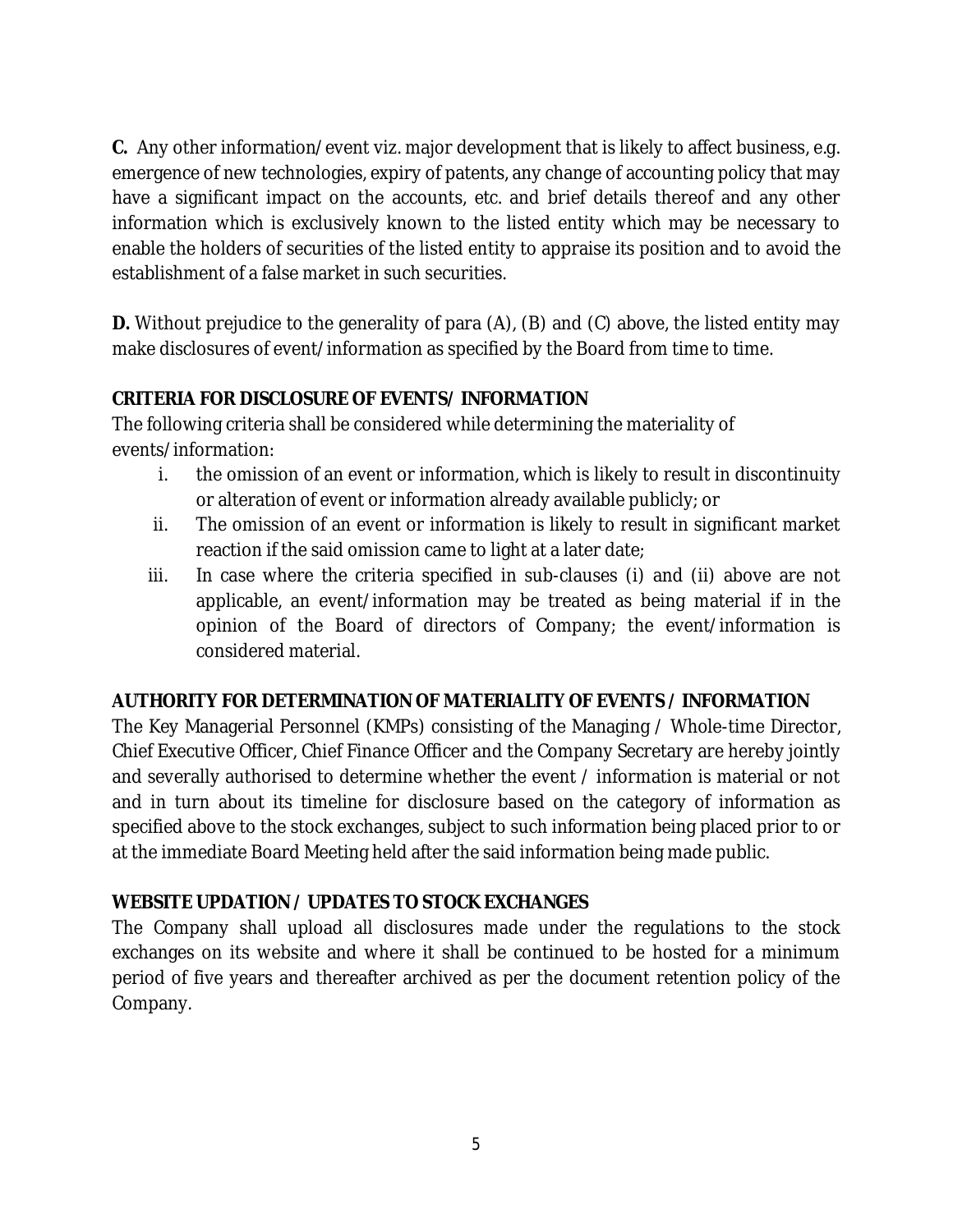**C.** Any other information/event viz. major development that is likely to affect business, e.g. emergence of new technologies, expiry of patents, any change of accounting policy that may have a significant impact on the accounts, etc. and brief details thereof and any other information which is exclusively known to the listed entity which may be necessary to enable the holders of securities of the listed entity to appraise its position and to avoid the establishment of a false market in such securities.

**D.** Without prejudice to the generality of para (A), (B) and (C) above, the listed entity may make disclosures of event/information as specified by the Board from time to time.

**CRITERIA FOR DISCLOSURE OF EVENTS/ INFORMATION**

The following criteria shall be considered while determining the materiality of events/information:

i. the omission of an event or information, which is likely to result in discontinuity or alteration of event or information already available publicly; or

ii. The omission of an event or information is likely to result in significant market reaction if the said omission came to light at a later date;

iii. In case where the criteria specified in sub-clauses (i) and (ii) above are not applicable, an event/information may be treated as being material if in the opinion of the Board of directors of Company; the event/information is considered material.

**AUTHORITY FOR DETERMINATION OF MATERIALITY OF EVENTS / INFORMATION**

The Key Managerial Personnel (KMPs) consisting of the Managing / Whole-time Director, Chief Executive Officer, Chief Finance Officer and the Company Secretary are hereby jointly and severally authorised to determine whether the event / information is material or not and in turn about its timeline for disclosure based on the category of information as specified above to the stock exchanges, subject to such information being placed prior to or at the immediate Board Meeting held after the said information being made public.

**WEBSITE UPDATION / UPDATES TO STOCK EXCHANGES**

The Company shall upload all disclosures made under the regulations to the stock exchanges on its website and where it shall be continued to be hosted for a minimum period of five years and thereafter archived as per the document retention policy of the Company.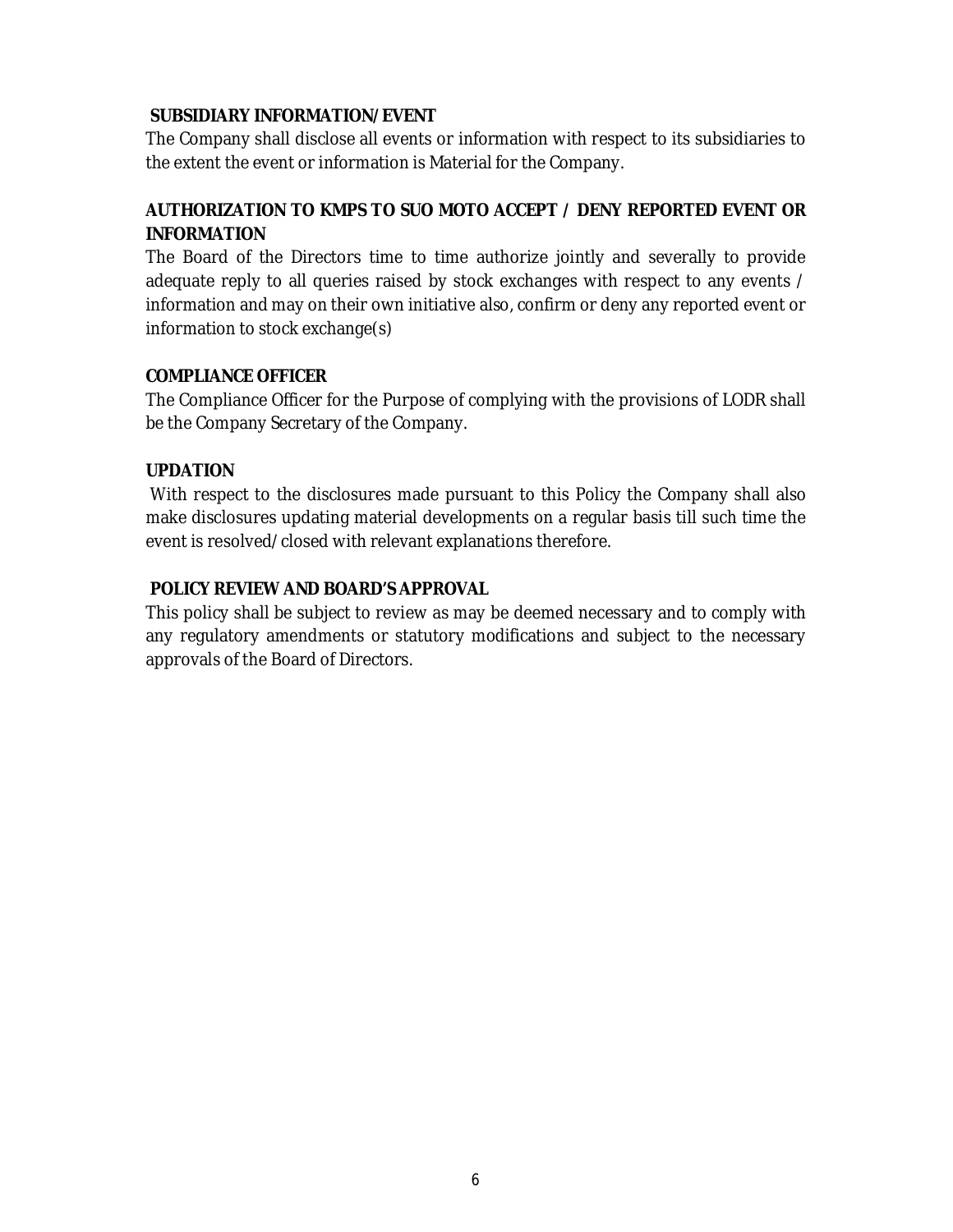**SUBSIDIARY INFORMATION/EVENT**

The Company shall disclose all events or information with respect to its subsidiaries to the extent the event or information is Material for the Company.

**AUTHORIZATION TO KMPS TO SUO MOTO ACCEPT / DENY REPORTED EVENT OR INFORMATION**

The Board of the Directors time to time authorize jointly and severally to provide adequate reply to all queries raised by stock exchanges with respect to any events / information and may on their own initiative also, confirm or deny any reported event or information to stock exchange(s)

**COMPLIANCE OFFICER**

The Compliance Officer for the Purpose of complying with the provisions of LODR shall be the Company Secretary of the Company.

**UPDATION**

With respect to the disclosures made pursuant to this Policy the Company shall also make disclosures updating material developments on a regular basis till such time the event is resolved/closed with relevant explanations therefore.

**POLICY REVIEW AND BOARD'S APPROVAL**

This policy shall be subject to review as may be deemed necessary and to comply with any regulatory amendments or statutory modifications and subject to the necessary approvals of the Board of Directors.